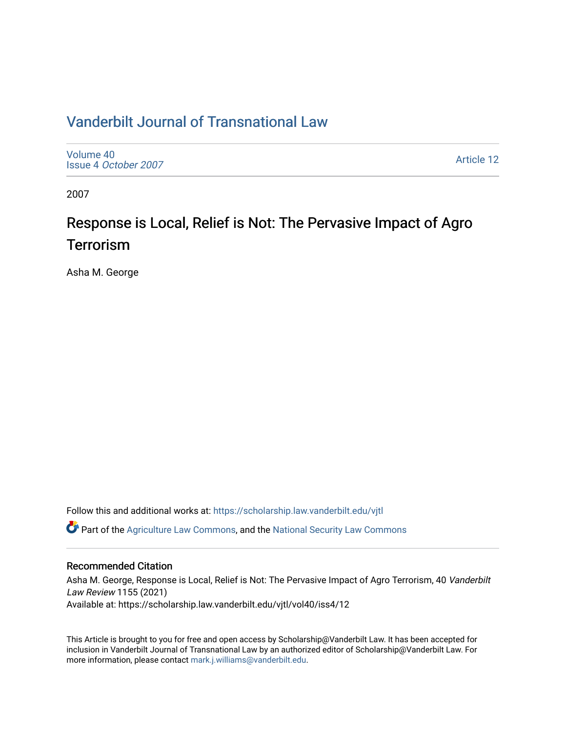# Vanderbilt Journal of Transnational Law

Volume 40
Issue 4 *October 2007*

Article 12

2007

## Response is Local, Relief is Not: The Pervasive Impact of Agro Terrorism

Asha M. George

Follow this and additional works at: https://scholarship.law.vanderbilt.edu/vjtl

Part of the Agriculture Law Commons, and the National Security Law Commons

### Recommended Citation

Asha M. George, Response is Local, Relief is Not: The Pervasive Impact of Agro Terrorism, 40 *Vanderbilt Law Review* 1155 (2021)
Available at: https://scholarship.law.vanderbilt.edu/vjtl/vol40/iss4/12

This Article is brought to you for free and open access by Scholarship@Vanderbilt Law. It has been accepted for inclusion in Vanderbilt Journal of Transnational Law by an authorized editor of Scholarship@Vanderbilt Law. For more information, please contact mark.j.williams@vanderbilt.edu.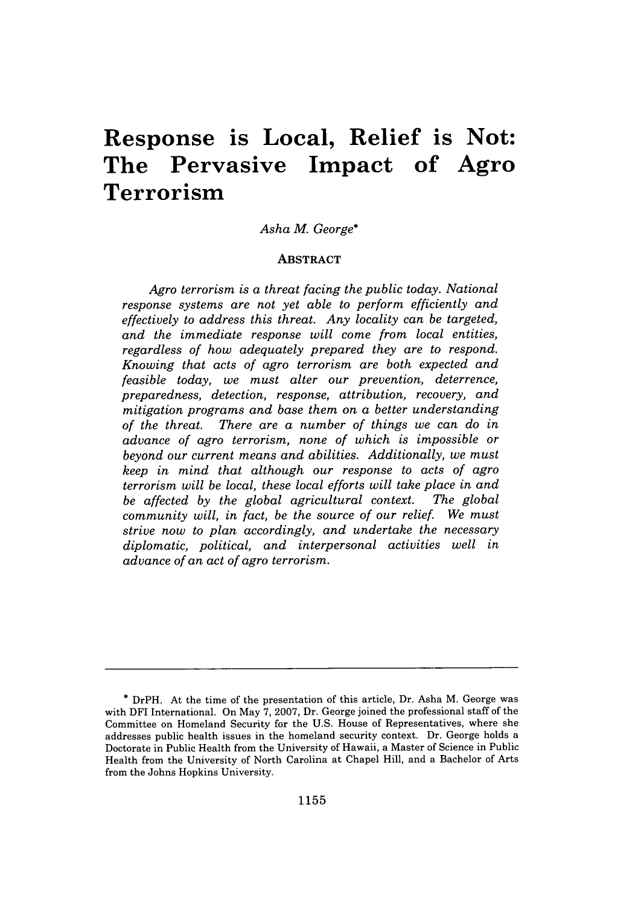# Response is Local, Relief is Not: The Pervasive Impact of Agro Terrorism

*Asha M. George**

## ABSTRACT

*Agro terrorism is a threat facing the public today. National response systems are not yet able to perform efficiently and effectively to address this threat. Any locality can be targeted, and the immediate response will come from local entities, regardless of how adequately prepared they are to respond. Knowing that acts of agro terrorism are both expected and feasible today, we must alter our prevention, deterrence, preparedness, detection, response, attribution, recovery, and mitigation programs and base them on a better understanding of the threat. There are a number of things we can do in advance of agro terrorism, none of which is impossible or beyond our current means and abilities. Additionally, we must keep in mind that although our response to acts of agro terrorism will be local, these local efforts will take place in and be affected by the global agricultural context. The global community will, in fact, be the source of our relief. We must strive now to plan accordingly, and undertake the necessary diplomatic, political, and interpersonal activities well in advance of an act of agro terrorism.*

---

\* DrPH. At the time of the presentation of this article, Dr. Asha M. George was with DFI International. On May 7, 2007, Dr. George joined the professional staff of the Committee on Homeland Security for the U.S. House of Representatives, where she addresses public health issues in the homeland security context. Dr. George holds a Doctorate in Public Health from the University of Hawaii, a Master of Science in Public Health from the University of North Carolina at Chapel Hill, and a Bachelor of Arts from the Johns Hopkins University.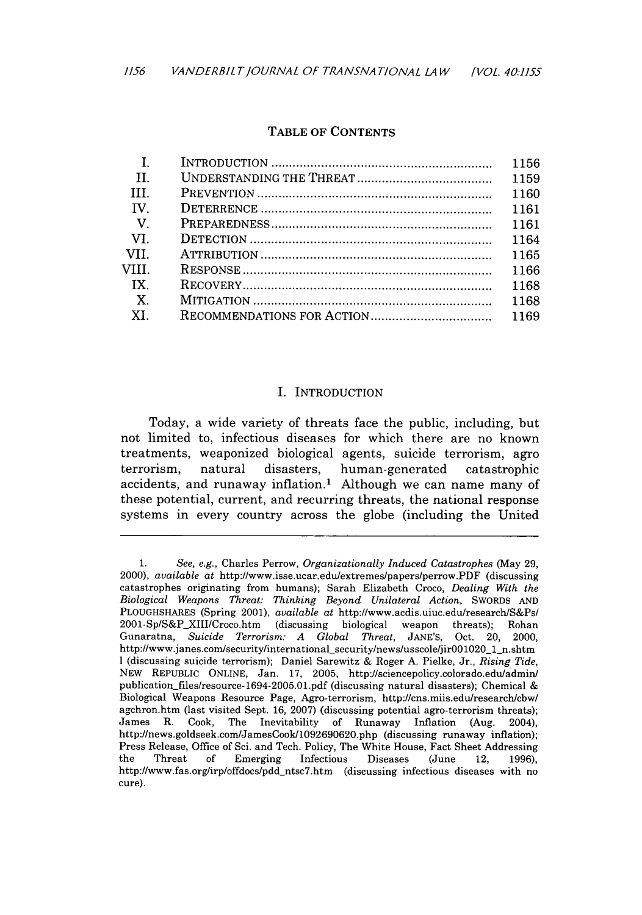## TABLE OF CONTENTS

| | | |
|---|---|---|
| I. | INTRODUCTION | 1156 |
| II. | UNDERSTANDING THE THREAT | 1159 |
| III. | PREVENTION | 1160 |
| IV. | DETERRENCE | 1161 |
| V. | PREPAREDNESS | 1161 |
| VI. | DETECTION | 1164 |
| VII. | ATTRIBUTION | 1165 |
| VIII. | RESPONSE | 1166 |
| IX. | RECOVERY | 1168 |
| X. | MITIGATION | 1168 |
| XI. | RECOMMENDATIONS FOR ACTION | 1169 |

## I. INTRODUCTION

Today, a wide variety of threats face the public, including, but not limited to, infectious diseases for which there are no known treatments, weaponized biological agents, suicide terrorism, agro terrorism, natural disasters, human-generated catastrophic accidents, and runaway inflation.[1] Although we can name many of these potential, current, and recurring threats, the national response systems in every country across the globe (including the United

---

1. *See, e.g.*, Charles Perrow, *Organizationally Induced Catastrophes* (May 29, 2000), *available at* http://www.isse.ucar.edu/extremes/papers/perrow.PDF (discussing catastrophes originating from humans); Sarah Elizabeth Croco, *Dealing With the Biological Weapons Threat: Thinking Beyond Unilateral Action*, SWORDS AND PLOUGHSHARES (Spring 2001), *available at* http://www.acdis.uiuc.edu/research/S&Ps/2001-Sp/S&P_XIII/Croco.htm (discussing biological weapon threats); Rohan Gunaratna, *Suicide Terrorism: A Global Threat*, JANE'S, Oct. 20, 2000, http://www.janes.com/security/international_security/news/usscole/jir001020_1_n.shtml (discussing suicide terrorism); Daniel Sarewitz & Roger A. Pielke, Jr., *Rising Tide*, NEW REPUBLIC ONLINE, Jan. 17, 2005, http://sciencepolicy.colorado.edu/admin/publication_files/resource-1694-2005.01.pdf (discussing natural disasters); Chemical & Biological Weapons Resource Page, Agro-terrorism, http://cns.miis.edu/research/cbw/agchron.htm (last visited Sept. 16, 2007) (discussing potential agro-terrorism threats); James R. Cook, The Inevitability of Runaway Inflation (Aug. 2004), http://news.goldseek.com/JamesCook/1092690620.php (discussing runaway inflation); Press Release, Office of Sci. and Tech. Policy, The White House, Fact Sheet Addressing the Threat of Emerging Infectious Diseases (June 12, 1996), http://www.fas.org/irp/offdocs/pdd_ntsc7.htm (discussing infectious diseases with no cure).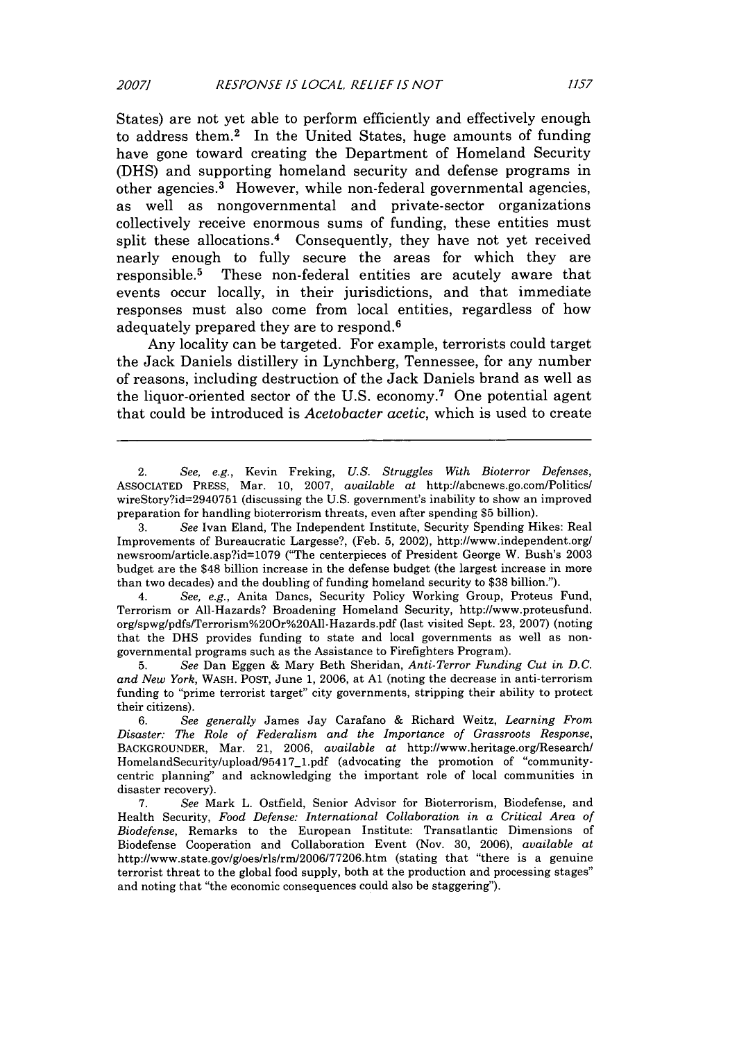States) are not yet able to perform efficiently and effectively enough to address them.[2] In the United States, huge amounts of funding have gone toward creating the Department of Homeland Security (DHS) and supporting homeland security and defense programs in other agencies.[3] However, while non-federal governmental agencies, as well as nongovernmental and private-sector organizations collectively receive enormous sums of funding, these entities must split these allocations.[4] Consequently, they have not yet received nearly enough to fully secure the areas for which they are responsible.[5] These non-federal entities are acutely aware that events occur locally, in their jurisdictions, and that immediate responses must also come from local entities, regardless of how adequately prepared they are to respond.[6]

Any locality can be targeted. For example, terrorists could target the Jack Daniels distillery in Lynchberg, Tennessee, for any number of reasons, including destruction of the Jack Daniels brand as well as the liquor-oriented sector of the U.S. economy.[7] One potential agent that could be introduced is *Acetobacter acetic*, which is used to create

---

2. *See, e.g.*, Kevin Freking, *U.S. Struggles With Bioterror Defenses*, ASSOCIATED PRESS, Mar. 10, 2007, *available at* http://abcnews.go.com/Politics/wireStory?id=2940751 (discussing the U.S. government's inability to show an improved preparation for handling bioterrorism threats, even after spending $5 billion).

3. *See* Ivan Eland, The Independent Institute, Security Spending Hikes: Real Improvements of Bureaucratic Largesse?, (Feb. 5, 2002), http://www.independent.org/newsroom/article.asp?id=1079 ("The centerpieces of President George W. Bush's 2003 budget are the $48 billion increase in the defense budget (the largest increase in more than two decades) and the doubling of funding homeland security to $38 billion.").

4. *See, e.g.*, Anita Dancs, Security Policy Working Group, Proteus Fund, Terrorism or All-Hazards? Broadening Homeland Security, http://www.proteusfund.org/spwg/pdfs/Terrorism%20Or%20All-Hazards.pdf (last visited Sept. 23, 2007) (noting that the DHS provides funding to state and local governments as well as non-governmental programs such as the Assistance to Firefighters Program).

5. *See* Dan Eggen & Mary Beth Sheridan, *Anti-Terror Funding Cut in D.C. and New York*, WASH. POST, June 1, 2006, at A1 (noting the decrease in anti-terrorism funding to "prime terrorist target" city governments, stripping their ability to protect their citizens).

6. *See generally* James Jay Carafano & Richard Weitz, *Learning From Disaster: The Role of Federalism and the Importance of Grassroots Response*, BACKGROUNDER, Mar. 21, 2006, *available at* http://www.heritage.org/Research/HomelandSecurity/upload/95417_1.pdf (advocating the promotion of "community-centric planning" and acknowledging the important role of local communities in disaster recovery).

7. *See* Mark L. Ostfield, Senior Advisor for Bioterrorism, Biodefense, and Health Security, *Food Defense: International Collaboration in a Critical Area of Biodefense*, Remarks to the European Institute: Transatlantic Dimensions of Biodefense Cooperation and Collaboration Event (Nov. 30, 2006), *available at* http://www.state.gov/g/oes/rls/rm/2006/77206.htm (stating that "there is a genuine terrorist threat to the global food supply, both at the production and processing stages" and noting that "the economic consequences could also be staggering").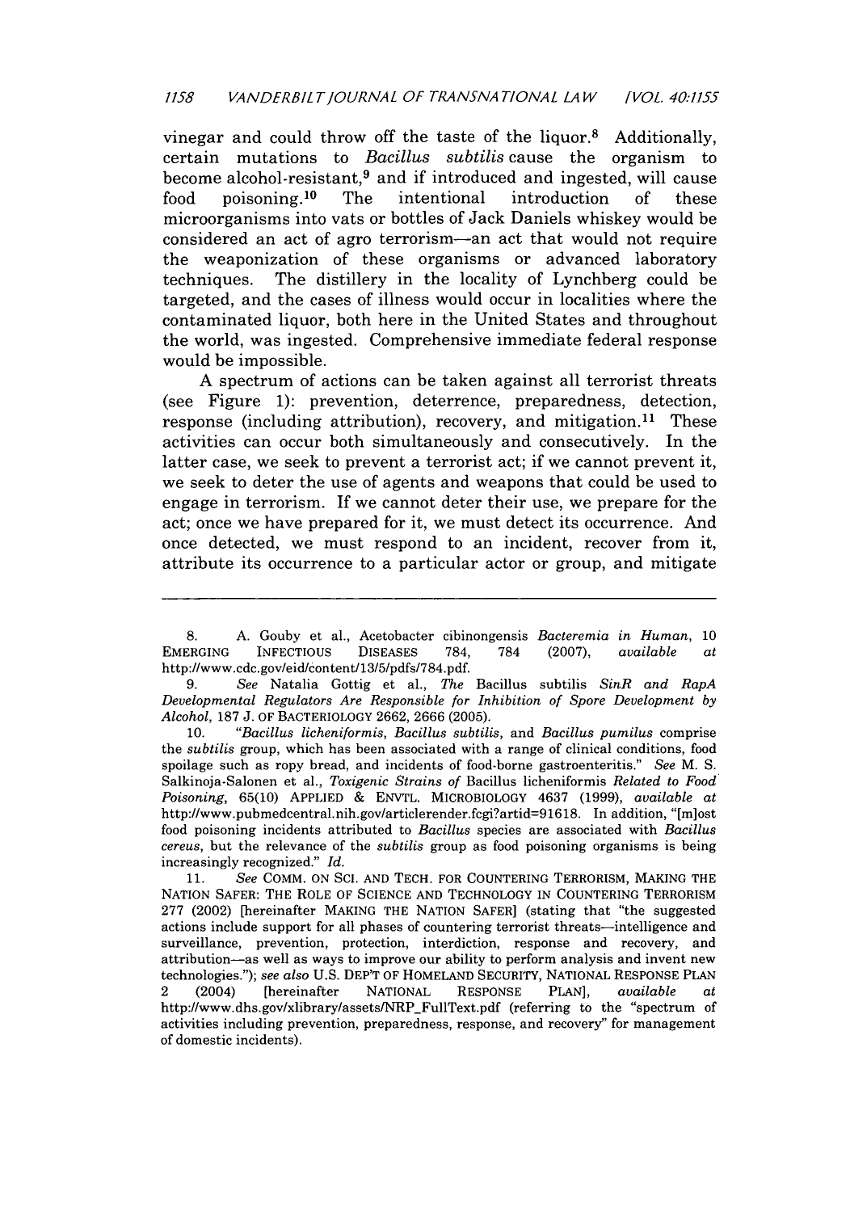vinegar and could throw off the taste of the liquor.[8] Additionally, certain mutations to *Bacillus subtilis* cause the organism to become alcohol-resistant,[9] and if introduced and ingested, will cause food poisoning.[10] The intentional introduction of these microorganisms into vats or bottles of Jack Daniels whiskey would be considered an act of agro terrorism—an act that would not require the weaponization of these organisms or advanced laboratory techniques. The distillery in the locality of Lynchberg could be targeted, and the cases of illness would occur in localities where the contaminated liquor, both here in the United States and throughout the world, was ingested. Comprehensive immediate federal response would be impossible.

A spectrum of actions can be taken against all terrorist threats (see Figure 1): prevention, deterrence, preparedness, detection, response (including attribution), recovery, and mitigation.[11] These activities can occur both simultaneously and consecutively. In the latter case, we seek to prevent a terrorist act; if we cannot prevent it, we seek to deter the use of agents and weapons that could be used to engage in terrorism. If we cannot deter their use, we prepare for the act; once we have prepared for it, we must detect its occurrence. And once detected, we must respond to an incident, recover from it, attribute its occurrence to a particular actor or group, and mitigate

---

8. A. Gouby et al., Acetobacter cibinongensis *Bacteremia in Human*, 10 EMERGING INFECTIOUS DISEASES 784, 784 (2007), *available at* http://www.cdc.gov/eid/content/13/5/pdfs/784.pdf.

9. *See* Natalia Gottig et al., *The* Bacillus subtilis *SinR and RapA Developmental Regulators Are Responsible for Inhibition of Spore Development by Alcohol*, 187 J. OF BACTERIOLOGY 2662, 2666 (2005).

10. "*Bacillus licheniformis, Bacillus subtilis*, and *Bacillus pumilus* comprise the *subtilis* group, which has been associated with a range of clinical conditions, food spoilage such as ropy bread, and incidents of food-borne gastroenteritis." *See* M. S. Salkinoja-Salonen et al., *Toxigenic Strains of* Bacillus licheniformis *Related to Food Poisoning*, 65(10) APPLIED & ENVTL. MICROBIOLOGY 4637 (1999), *available at* http://www.pubmedcentral.nih.gov/articlerender.fcgi?artid=91618. In addition, "[m]ost food poisoning incidents attributed to *Bacillus* species are associated with *Bacillus cereus*, but the relevance of the *subtilis* group as food poisoning organisms is being increasingly recognized." *Id.*

11. *See* COMM. ON SCI. AND TECH. FOR COUNTERING TERRORISM, MAKING THE NATION SAFER: THE ROLE OF SCIENCE AND TECHNOLOGY IN COUNTERING TERRORISM 277 (2002) [hereinafter MAKING THE NATION SAFER] (stating that "the suggested actions include support for all phases of countering terrorist threats—intelligence and surveillance, prevention, protection, interdiction, response and recovery, and attribution—as well as ways to improve our ability to perform analysis and invent new technologies."); *see also* U.S. DEP'T OF HOMELAND SECURITY, NATIONAL RESPONSE PLAN 2 (2004) [hereinafter NATIONAL RESPONSE PLAN], *available at* http://www.dhs.gov/xlibrary/assets/NRP_FullText.pdf (referring to the "spectrum of activities including prevention, preparedness, response, and recovery" for management of domestic incidents).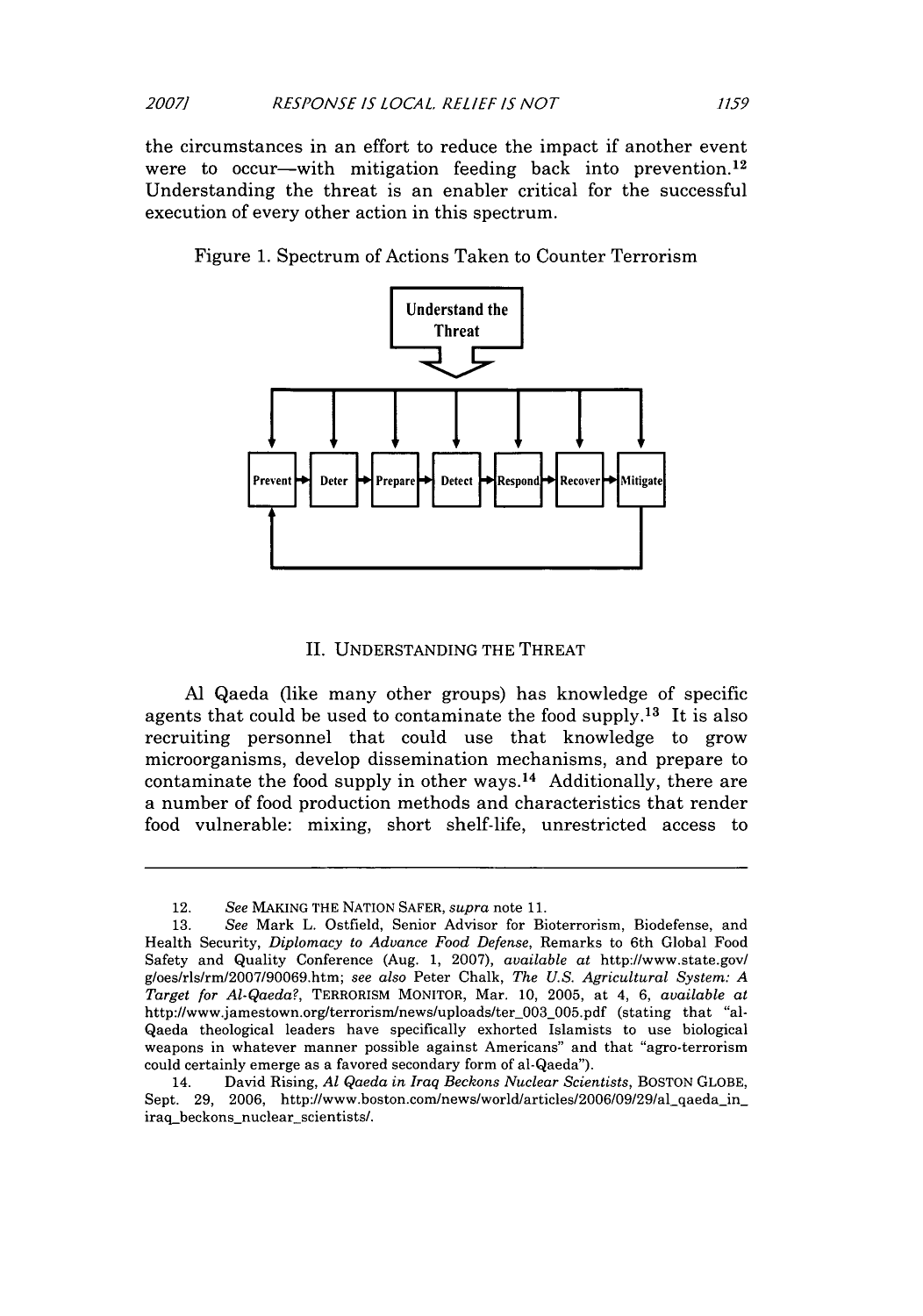the circumstances in an effort to reduce the impact if another event were to occur—with mitigation feeding back into prevention.[12] Understanding the threat is an enabler critical for the successful execution of every other action in this spectrum.

Figure 1. Spectrum of Actions Taken to Counter Terrorism

Understand the Threat

Prevent → Deter → Prepare → Detect → Respond → Recover → Mitigate

## II. UNDERSTANDING THE THREAT

Al Qaeda (like many other groups) has knowledge of specific agents that could be used to contaminate the food supply.[13] It is also recruiting personnel that could use that knowledge to grow microorganisms, develop dissemination mechanisms, and prepare to contaminate the food supply in other ways.[14] Additionally, there are a number of food production methods and characteristics that render food vulnerable: mixing, short shelf-life, unrestricted access to

---

12. *See* MAKING THE NATION SAFER, *supra* note 11.

13. *See* Mark L. Ostfield, Senior Advisor for Bioterrorism, Biodefense, and Health Security, *Diplomacy to Advance Food Defense*, Remarks to 6th Global Food Safety and Quality Conference (Aug. 1, 2007), *available at* http://www.state.gov/g/oes/rls/rm/2007/90069.htm; *see also* Peter Chalk, *The U.S. Agricultural System: A Target for Al-Qaeda?*, TERRORISM MONITOR, Mar. 10, 2005, at 4, 6, *available at* http://www.jamestown.org/terrorism/news/uploads/ter_003_005.pdf (stating that "al-Qaeda theological leaders have specifically exhorted Islamists to use biological weapons in whatever manner possible against Americans" and that "agro-terrorism could certainly emerge as a favored secondary form of al-Qaeda").

14. David Rising, *Al Qaeda in Iraq Beckons Nuclear Scientists*, BOSTON GLOBE, Sept. 29, 2006, http://www.boston.com/news/world/articles/2006/09/29/al_qaeda_in_iraq_beckons_nuclear_scientists/.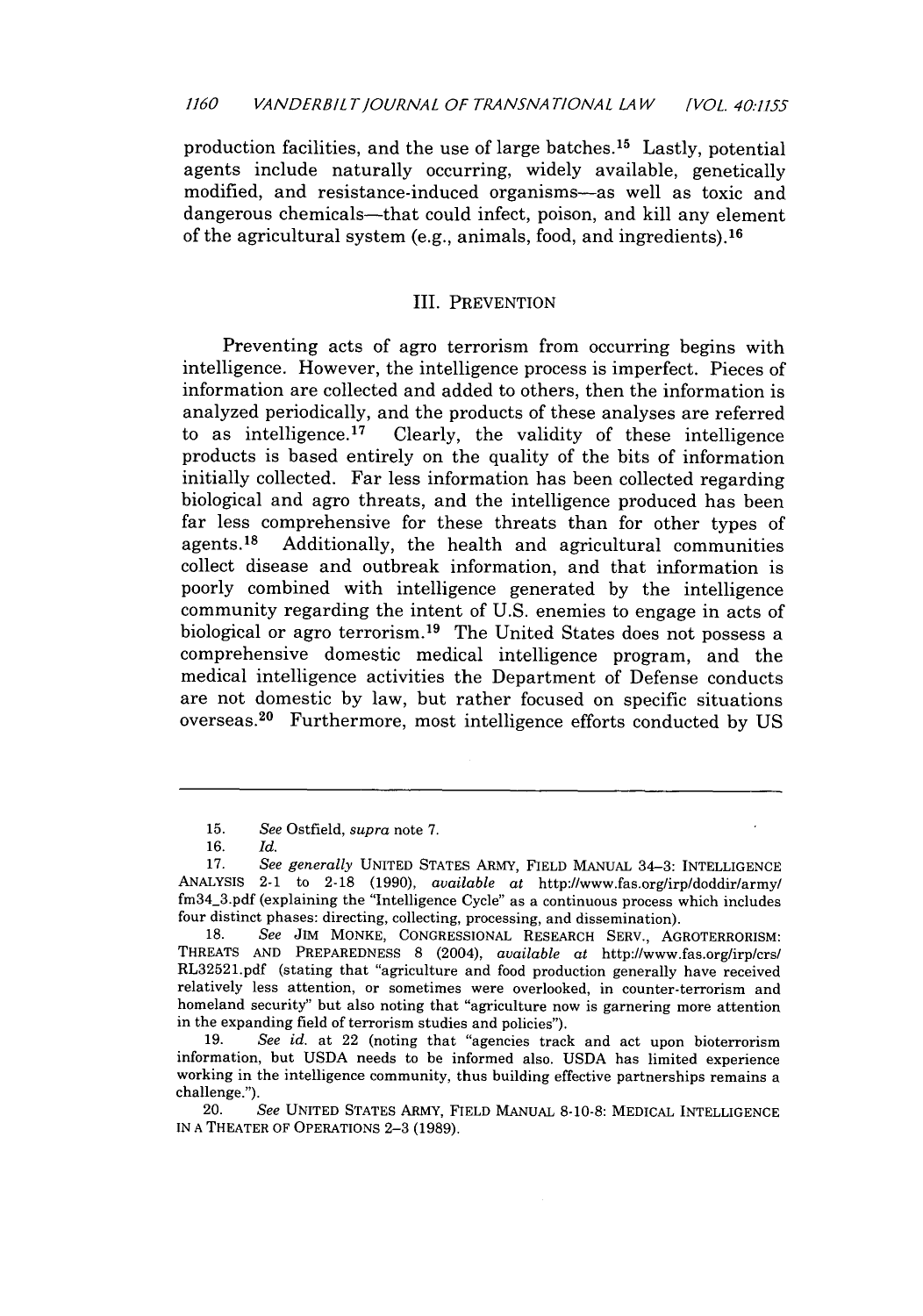production facilities, and the use of large batches.[15] Lastly, potential agents include naturally occurring, widely available, genetically modified, and resistance-induced organisms—as well as toxic and dangerous chemicals—that could infect, poison, and kill any element of the agricultural system (e.g., animals, food, and ingredients).[16]

## III. PREVENTION

Preventing acts of agro terrorism from occurring begins with intelligence. However, the intelligence process is imperfect. Pieces of information are collected and added to others, then the information is analyzed periodically, and the products of these analyses are referred to as intelligence.[17] Clearly, the validity of these intelligence products is based entirely on the quality of the bits of information initially collected. Far less information has been collected regarding biological and agro threats, and the intelligence produced has been far less comprehensive for these threats than for other types of agents.[18] Additionally, the health and agricultural communities collect disease and outbreak information, and that information is poorly combined with intelligence generated by the intelligence community regarding the intent of U.S. enemies to engage in acts of biological or agro terrorism.[19] The United States does not possess a comprehensive domestic medical intelligence program, and the medical intelligence activities the Department of Defense conducts are not domestic by law, but rather focused on specific situations overseas.[20] Furthermore, most intelligence efforts conducted by US

---

15. *See* Ostfield, *supra* note 7.

16. *Id.*

17. *See generally* UNITED STATES ARMY, FIELD MANUAL 34–3: INTELLIGENCE ANALYSIS 2-1 to 2-18 (1990), *available at* http://www.fas.org/irp/doddir/army/fm34_3.pdf (explaining the "Intelligence Cycle" as a continuous process which includes four distinct phases: directing, collecting, processing, and dissemination).

18. *See* JIM MONKE, CONGRESSIONAL RESEARCH SERV., AGROTERRORISM: THREATS AND PREPAREDNESS 8 (2004), *available at* http://www.fas.org/irp/crs/RL32521.pdf (stating that "agriculture and food production generally have received relatively less attention, or sometimes were overlooked, in counter-terrorism and homeland security" but also noting that "agriculture now is garnering more attention in the expanding field of terrorism studies and policies").

19. *See id.* at 22 (noting that "agencies track and act upon bioterrorism information, but USDA needs to be informed also. USDA has limited experience working in the intelligence community, thus building effective partnerships remains a challenge.").

20. *See* UNITED STATES ARMY, FIELD MANUAL 8-10-8: MEDICAL INTELLIGENCE IN A THEATER OF OPERATIONS 2–3 (1989).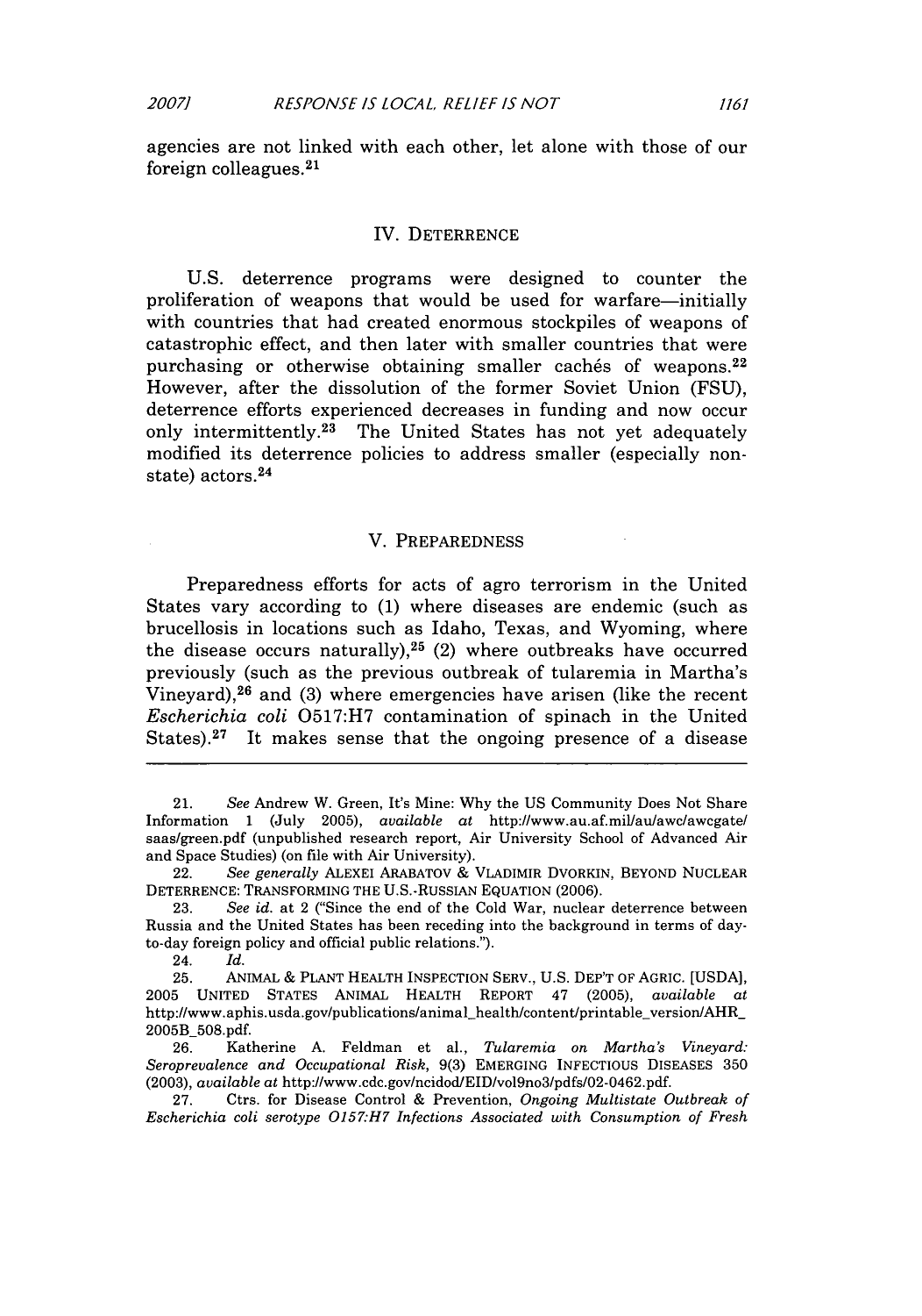agencies are not linked with each other, let alone with those of our foreign colleagues.[21]

## IV. DETERRENCE

U.S. deterrence programs were designed to counter the proliferation of weapons that would be used for warfare—initially with countries that had created enormous stockpiles of weapons of catastrophic effect, and then later with smaller countries that were purchasing or otherwise obtaining smaller cachés of weapons.[22] However, after the dissolution of the former Soviet Union (FSU), deterrence efforts experienced decreases in funding and now occur only intermittently.[23] The United States has not yet adequately modified its deterrence policies to address smaller (especially non-state) actors.[24]

## V. PREPAREDNESS

Preparedness efforts for acts of agro terrorism in the United States vary according to (1) where diseases are endemic (such as brucellosis in locations such as Idaho, Texas, and Wyoming, where the disease occurs naturally),[25] (2) where outbreaks have occurred previously (such as the previous outbreak of tularemia in Martha's Vineyard),[26] and (3) where emergencies have arisen (like the recent *Escherichia coli* O517:H7 contamination of spinach in the United States).[27] It makes sense that the ongoing presence of a disease

---

21. *See* Andrew W. Green, It's Mine: Why the US Community Does Not Share Information 1 (July 2005), *available at* http://www.au.af.mil/au/awc/awcgate/saas/green.pdf (unpublished research report, Air University School of Advanced Air and Space Studies) (on file with Air University).

22. *See generally* ALEXEI ARABATOV & VLADIMIR DVORKIN, BEYOND NUCLEAR DETERRENCE: TRANSFORMING THE U.S.-RUSSIAN EQUATION (2006).

23. *See id.* at 2 ("Since the end of the Cold War, nuclear deterrence between Russia and the United States has been receding into the background in terms of day-to-day foreign policy and official public relations.").

24. *Id.*

25. ANIMAL & PLANT HEALTH INSPECTION SERV., U.S. DEP'T OF AGRIC. [USDA], 2005 UNITED STATES ANIMAL HEALTH REPORT 47 (2005), *available at* http://www.aphis.usda.gov/publications/animal_health/content/printable_version/AHR_2005B_508.pdf.

26. Katherine A. Feldman et al., *Tularemia on Martha's Vineyard: Seroprevalence and Occupational Risk*, 9(3) EMERGING INFECTIOUS DISEASES 350 (2003), *available at* http://www.cdc.gov/ncidod/EID/vol9no3/pdfs/02-0462.pdf.

27. Ctrs. for Disease Control & Prevention, *Ongoing Multistate Outbreak of Escherichia coli serotype O157:H7 Infections Associated with Consumption of Fresh*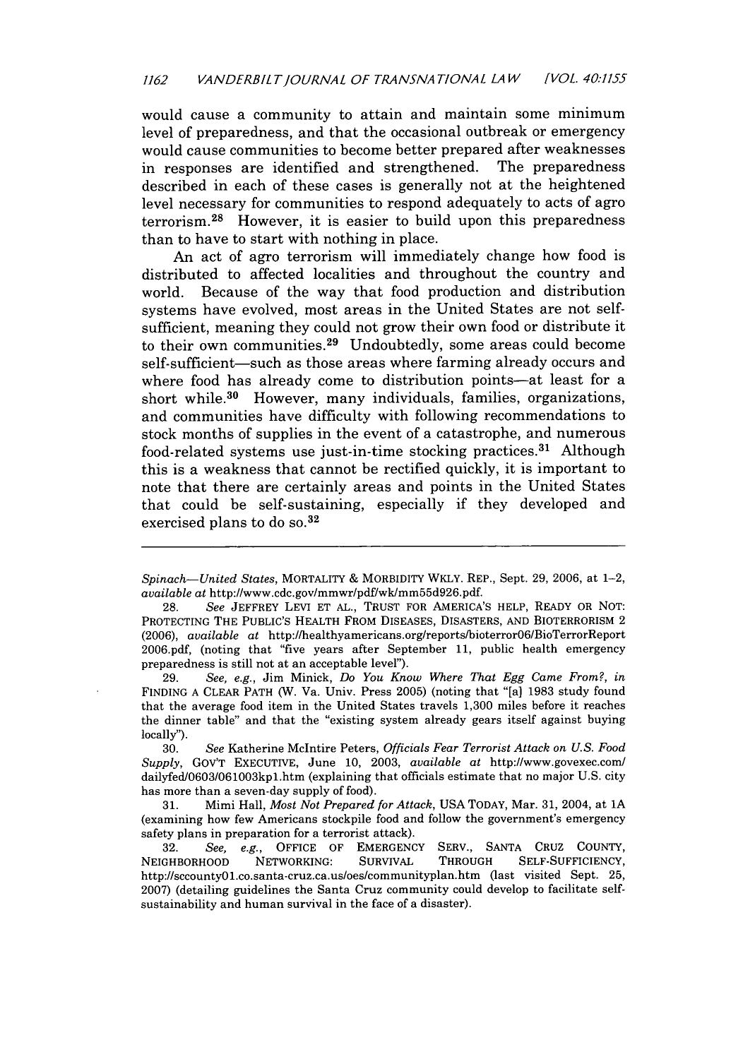would cause a community to attain and maintain some minimum level of preparedness, and that the occasional outbreak or emergency would cause communities to become better prepared after weaknesses in responses are identified and strengthened. The preparedness described in each of these cases is generally not at the heightened level necessary for communities to respond adequately to acts of agro terrorism.[28] However, it is easier to build upon this preparedness than to have to start with nothing in place.

An act of agro terrorism will immediately change how food is distributed to affected localities and throughout the country and world. Because of the way that food production and distribution systems have evolved, most areas in the United States are not self-sufficient, meaning they could not grow their own food or distribute it to their own communities.[29] Undoubtedly, some areas could become self-sufficient—such as those areas where farming already occurs and where food has already come to distribution points—at least for a short while.[30] However, many individuals, families, organizations, and communities have difficulty with following recommendations to stock months of supplies in the event of a catastrophe, and numerous food-related systems use just-in-time stocking practices.[31] Although this is a weakness that cannot be rectified quickly, it is important to note that there are certainly areas and points in the United States that could be self-sustaining, especially if they developed and exercised plans to do so.[32]

---

*Spinach—United States*, MORTALITY & MORBIDITY WKLY. REP., Sept. 29, 2006, at 1–2, *available at* http://www.cdc.gov/mmwr/pdf/wk/mm55d926.pdf.

28. *See* JEFFREY LEVI ET AL., TRUST FOR AMERICA'S HELP, READY OR NOT: PROTECTING THE PUBLIC'S HEALTH FROM DISEASES, DISASTERS, AND BIOTERRORISM 2 (2006), *available at* http://healthyamericans.org/reports/bioterror06/BioTerrorReport2006.pdf, (noting that "five years after September 11, public health emergency preparedness is still not at an acceptable level").

29. *See, e.g.*, Jim Minick, *Do You Know Where That Egg Came From?*, *in* FINDING A CLEAR PATH (W. Va. Univ. Press 2005) (noting that "[a] 1983 study found that the average food item in the United States travels 1,300 miles before it reaches the dinner table" and that the "existing system already gears itself against buying locally").

30. *See* Katherine McIntire Peters, *Officials Fear Terrorist Attack on U.S. Food Supply*, GOV'T EXECUTIVE, June 10, 2003, *available at* http://www.govexec.com/dailyfed/0603/061003kp1.htm (explaining that officials estimate that no major U.S. city has more than a seven-day supply of food).

31. Mimi Hall, *Most Not Prepared for Attack*, USA TODAY, Mar. 31, 2004, at 1A (examining how few Americans stockpile food and follow the government's emergency safety plans in preparation for a terrorist attack).

32. *See, e.g.*, OFFICE OF EMERGENCY SERV., SANTA CRUZ COUNTY, NEIGHBORHOOD NETWORKING: SURVIVAL THROUGH SELF-SUFFICIENCY, http://sccounty01.co.santa-cruz.ca.us/oes/communityplan.htm (last visited Sept. 25, 2007) (detailing guidelines the Santa Cruz community could develop to facilitate self-sustainability and human survival in the face of a disaster).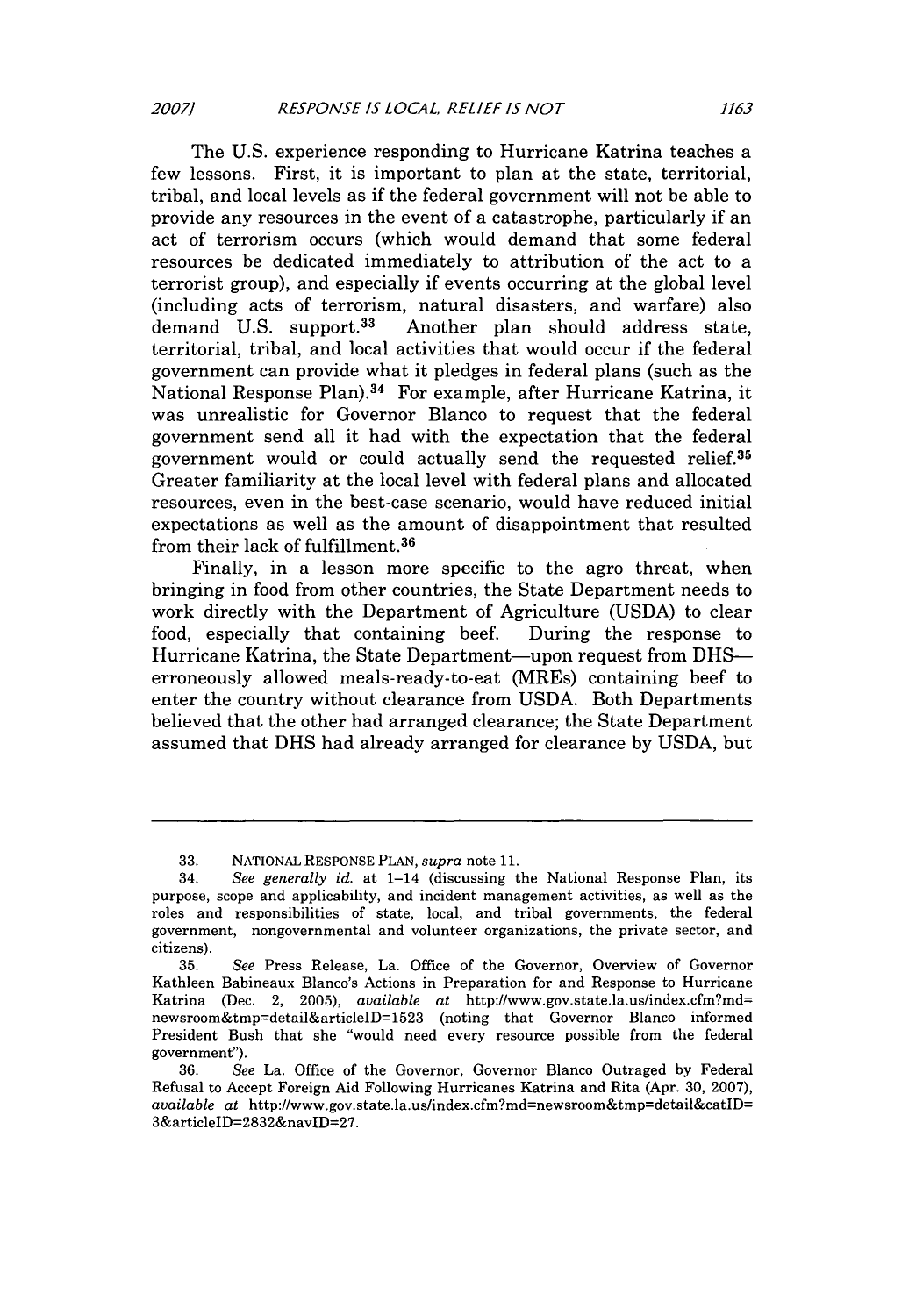The U.S. experience responding to Hurricane Katrina teaches a few lessons. First, it is important to plan at the state, territorial, tribal, and local levels as if the federal government will not be able to provide any resources in the event of a catastrophe, particularly if an act of terrorism occurs (which would demand that some federal resources be dedicated immediately to attribution of the act to a terrorist group), and especially if events occurring at the global level (including acts of terrorism, natural disasters, and warfare) also demand U.S. support.[33] Another plan should address state, territorial, tribal, and local activities that would occur if the federal government can provide what it pledges in federal plans (such as the National Response Plan).[34] For example, after Hurricane Katrina, it was unrealistic for Governor Blanco to request that the federal government send all it had with the expectation that the federal government would or could actually send the requested relief.[35] Greater familiarity at the local level with federal plans and allocated resources, even in the best-case scenario, would have reduced initial expectations as well as the amount of disappointment that resulted from their lack of fulfillment.[36]

Finally, in a lesson more specific to the agro threat, when bringing in food from other countries, the State Department needs to work directly with the Department of Agriculture (USDA) to clear food, especially that containing beef. During the response to Hurricane Katrina, the State Department—upon request from DHS—erroneously allowed meals-ready-to-eat (MREs) containing beef to enter the country without clearance from USDA. Both Departments believed that the other had arranged clearance; the State Department assumed that DHS had already arranged for clearance by USDA, but

---

33. NATIONAL RESPONSE PLAN, *supra* note 11.

34. *See generally id.* at 1–14 (discussing the National Response Plan, its purpose, scope and applicability, and incident management activities, as well as the roles and responsibilities of state, local, and tribal governments, the federal government, nongovernmental and volunteer organizations, the private sector, and citizens).

35. *See* Press Release, La. Office of the Governor, Overview of Governor Kathleen Babineaux Blanco's Actions in Preparation for and Response to Hurricane Katrina (Dec. 2, 2005), *available at* http://www.gov.state.la.us/index.cfm?md=newsroom&tmp=detail&articleID=1523 (noting that Governor Blanco informed President Bush that she "would need every resource possible from the federal government").

36. *See* La. Office of the Governor, Governor Blanco Outraged by Federal Refusal to Accept Foreign Aid Following Hurricanes Katrina and Rita (Apr. 30, 2007), *available at* http://www.gov.state.la.us/index.cfm?md=newsroom&tmp=detail&catID=3&articleID=2832&navID=27.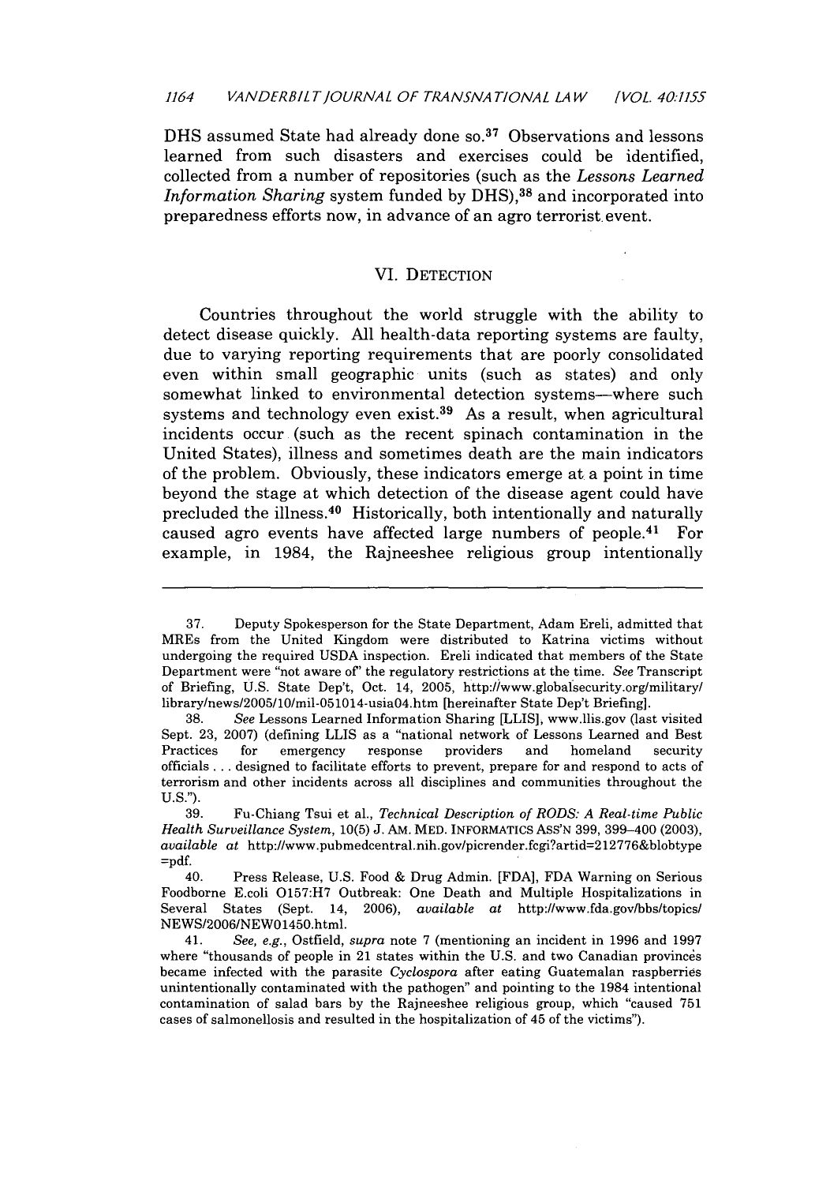DHS assumed State had already done so.[37] Observations and lessons learned from such disasters and exercises could be identified, collected from a number of repositories (such as the *Lessons Learned Information Sharing* system funded by DHS),[38] and incorporated into preparedness efforts now, in advance of an agro terrorist event.

## VI. DETECTION

Countries throughout the world struggle with the ability to detect disease quickly. All health-data reporting systems are faulty, due to varying reporting requirements that are poorly consolidated even within small geographic units (such as states) and only somewhat linked to environmental detection systems—where such systems and technology even exist.[39] As a result, when agricultural incidents occur (such as the recent spinach contamination in the United States), illness and sometimes death are the main indicators of the problem. Obviously, these indicators emerge at a point in time beyond the stage at which detection of the disease agent could have precluded the illness.[40] Historically, both intentionally and naturally caused agro events have affected large numbers of people.[41] For example, in 1984, the Rajneeshee religious group intentionally

---

37. Deputy Spokesperson for the State Department, Adam Ereli, admitted that MREs from the United Kingdom were distributed to Katrina victims without undergoing the required USDA inspection. Ereli indicated that members of the State Department were "not aware of" the regulatory restrictions at the time. *See* Transcript of Briefing, U.S. State Dep't, Oct. 14, 2005, http://www.globalsecurity.org/military/library/news/2005/10/mil-051014-usia04.htm [hereinafter State Dep't Briefing].

38. *See* Lessons Learned Information Sharing [LLIS], www.llis.gov (last visited Sept. 23, 2007) (defining LLIS as a "national network of Lessons Learned and Best Practices for emergency response providers and homeland security officials . . . designed to facilitate efforts to prevent, prepare for and respond to acts of terrorism and other incidents across all disciplines and communities throughout the U.S.").

39. Fu-Chiang Tsui et al., *Technical Description of RODS: A Real-time Public Health Surveillance System*, 10(5) J. AM. MED. INFORMATICS ASS'N 399, 399–400 (2003), *available at* http://www.pubmedcentral.nih.gov/picrender.fcgi?artid=212776&blobtype=pdf.

40. Press Release, U.S. Food & Drug Admin. [FDA], FDA Warning on Serious Foodborne E.coli O157:H7 Outbreak: One Death and Multiple Hospitalizations in Several States (Sept. 14, 2006), *available at* http://www.fda.gov/bbs/topics/NEWS/2006/NEW01450.html.

41. *See, e.g.*, Ostfield, *supra* note 7 (mentioning an incident in 1996 and 1997 where "thousands of people in 21 states within the U.S. and two Canadian provinces became infected with the parasite *Cyclospora* after eating Guatemalan raspberries unintentionally contaminated with the pathogen" and pointing to the 1984 intentional contamination of salad bars by the Rajneeshee religious group, which "caused 751 cases of salmonellosis and resulted in the hospitalization of 45 of the victims").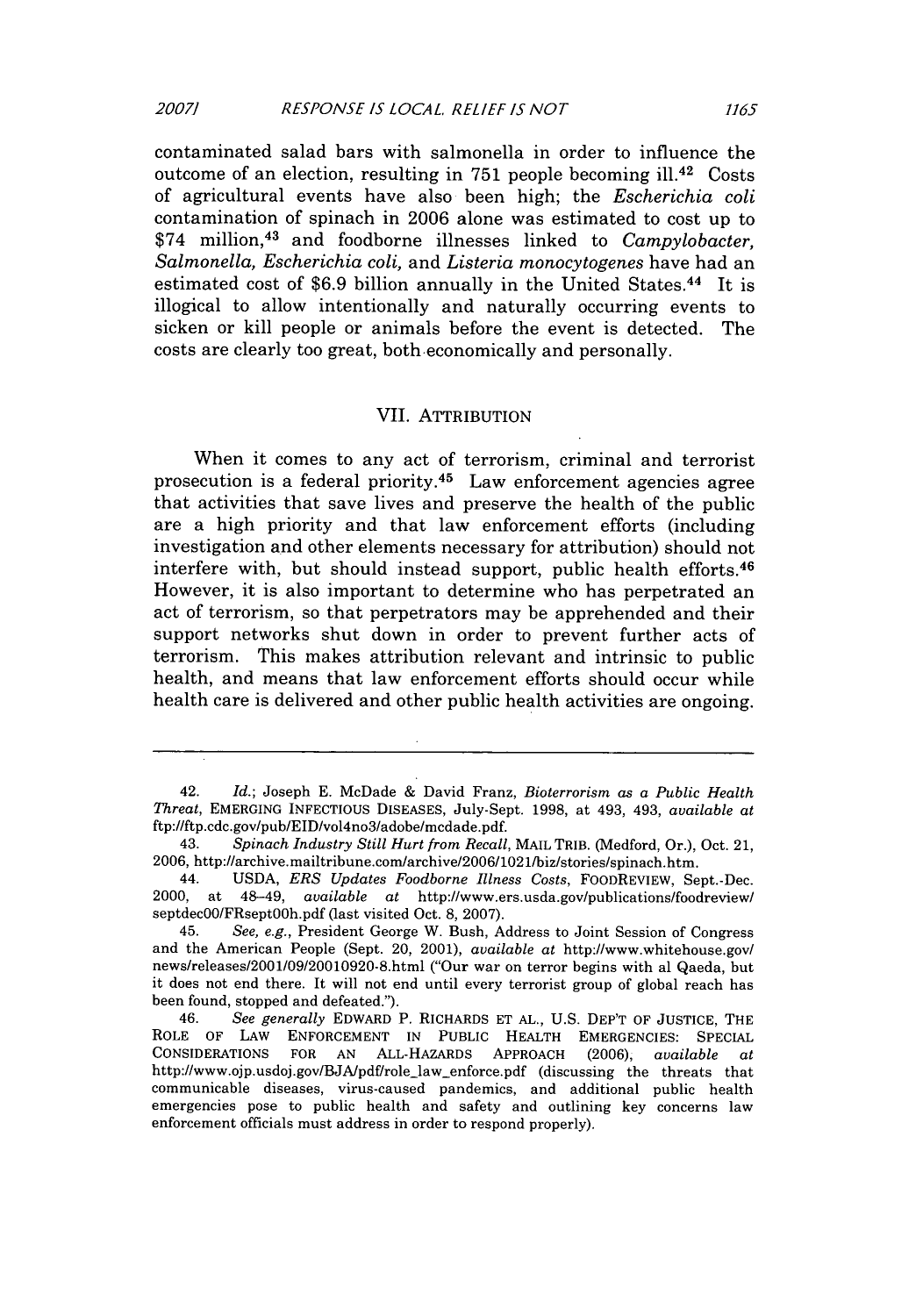contaminated salad bars with salmonella in order to influence the outcome of an election, resulting in 751 people becoming ill.[42] Costs of agricultural events have also been high; the *Escherichia coli* contamination of spinach in 2006 alone was estimated to cost up to $74 million,[43] and foodborne illnesses linked to *Campylobacter, Salmonella, Escherichia coli,* and *Listeria monocytogenes* have had an estimated cost of $6.9 billion annually in the United States.[44] It is illogical to allow intentionally and naturally occurring events to sicken or kill people or animals before the event is detected. The costs are clearly too great, both economically and personally.

## VII. ATTRIBUTION

When it comes to any act of terrorism, criminal and terrorist prosecution is a federal priority.[45] Law enforcement agencies agree that activities that save lives and preserve the health of the public are a high priority and that law enforcement efforts (including investigation and other elements necessary for attribution) should not interfere with, but should instead support, public health efforts.[46] However, it is also important to determine who has perpetrated an act of terrorism, so that perpetrators may be apprehended and their support networks shut down in order to prevent further acts of terrorism. This makes attribution relevant and intrinsic to public health, and means that law enforcement efforts should occur while health care is delivered and other public health activities are ongoing.

---

42. *Id.*; Joseph E. McDade & David Franz, *Bioterrorism as a Public Health Threat*, EMERGING INFECTIOUS DISEASES, July-Sept. 1998, at 493, 493, *available at* ftp://ftp.cdc.gov/pub/EID/vol4no3/adobe/mcdade.pdf.

43. *Spinach Industry Still Hurt from Recall*, MAIL TRIB. (Medford, Or.), Oct. 21, 2006, http://archive.mailtribune.com/archive/2006/1021/biz/stories/spinach.htm.

44. USDA, *ERS Updates Foodborne Illness Costs*, FOODREVIEW, Sept.-Dec. 2000, at 48–49, *available at* http://www.ers.usda.gov/publications/foodreview/septdec00/FRsept00h.pdf (last visited Oct. 8, 2007).

45. *See, e.g.*, President George W. Bush, Address to Joint Session of Congress and the American People (Sept. 20, 2001), *available at* http://www.whitehouse.gov/news/releases/2001/09/20010920-8.html ("Our war on terror begins with al Qaeda, but it does not end there. It will not end until every terrorist group of global reach has been found, stopped and defeated.").

46. *See generally* EDWARD P. RICHARDS ET AL., U.S. DEP'T OF JUSTICE, THE ROLE OF LAW ENFORCEMENT IN PUBLIC HEALTH EMERGENCIES: SPECIAL CONSIDERATIONS FOR AN ALL-HAZARDS APPROACH (2006), *available at* http://www.ojp.usdoj.gov/BJA/pdf/role_law_enforce.pdf (discussing the threats that communicable diseases, virus-caused pandemics, and additional public health emergencies pose to public health and safety and outlining key concerns law enforcement officials must address in order to respond properly).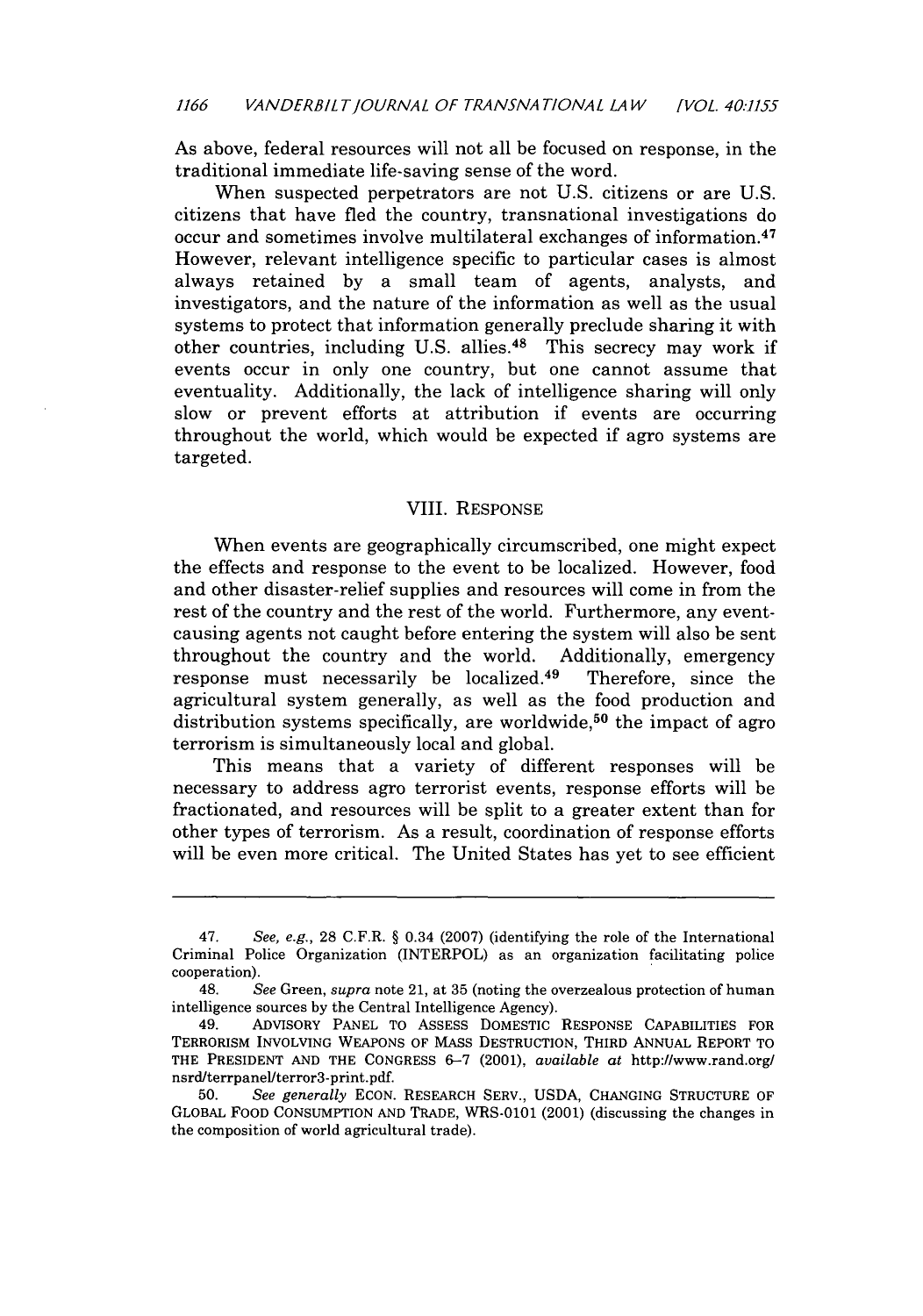As above, federal resources will not all be focused on response, in the traditional immediate life-saving sense of the word.

When suspected perpetrators are not U.S. citizens or are U.S. citizens that have fled the country, transnational investigations do occur and sometimes involve multilateral exchanges of information.[47] However, relevant intelligence specific to particular cases is almost always retained by a small team of agents, analysts, and investigators, and the nature of the information as well as the usual systems to protect that information generally preclude sharing it with other countries, including U.S. allies.[48] This secrecy may work if events occur in only one country, but one cannot assume that eventuality. Additionally, the lack of intelligence sharing will only slow or prevent efforts at attribution if events are occurring throughout the world, which would be expected if agro systems are targeted.

## VIII. RESPONSE

When events are geographically circumscribed, one might expect the effects and response to the event to be localized. However, food and other disaster-relief supplies and resources will come in from the rest of the country and the rest of the world. Furthermore, any event-causing agents not caught before entering the system will also be sent throughout the country and the world. Additionally, emergency response must necessarily be localized.[49] Therefore, since the agricultural system generally, as well as the food production and distribution systems specifically, are worldwide,[50] the impact of agro terrorism is simultaneously local and global.

This means that a variety of different responses will be necessary to address agro terrorist events, response efforts will be fractionated, and resources will be split to a greater extent than for other types of terrorism. As a result, coordination of response efforts will be even more critical. The United States has yet to see efficient

---

47. *See, e.g.*, 28 C.F.R. § 0.34 (2007) (identifying the role of the International Criminal Police Organization (INTERPOL) as an organization facilitating police cooperation).

48. *See* Green, *supra* note 21, at 35 (noting the overzealous protection of human intelligence sources by the Central Intelligence Agency).

49. ADVISORY PANEL TO ASSESS DOMESTIC RESPONSE CAPABILITIES FOR TERRORISM INVOLVING WEAPONS OF MASS DESTRUCTION, THIRD ANNUAL REPORT TO THE PRESIDENT AND THE CONGRESS 6–7 (2001), *available at* http://www.rand.org/nsrd/terrpanel/terror3-print.pdf.

50. *See generally* ECON. RESEARCH SERV., USDA, CHANGING STRUCTURE OF GLOBAL FOOD CONSUMPTION AND TRADE, WRS-0101 (2001) (discussing the changes in the composition of world agricultural trade).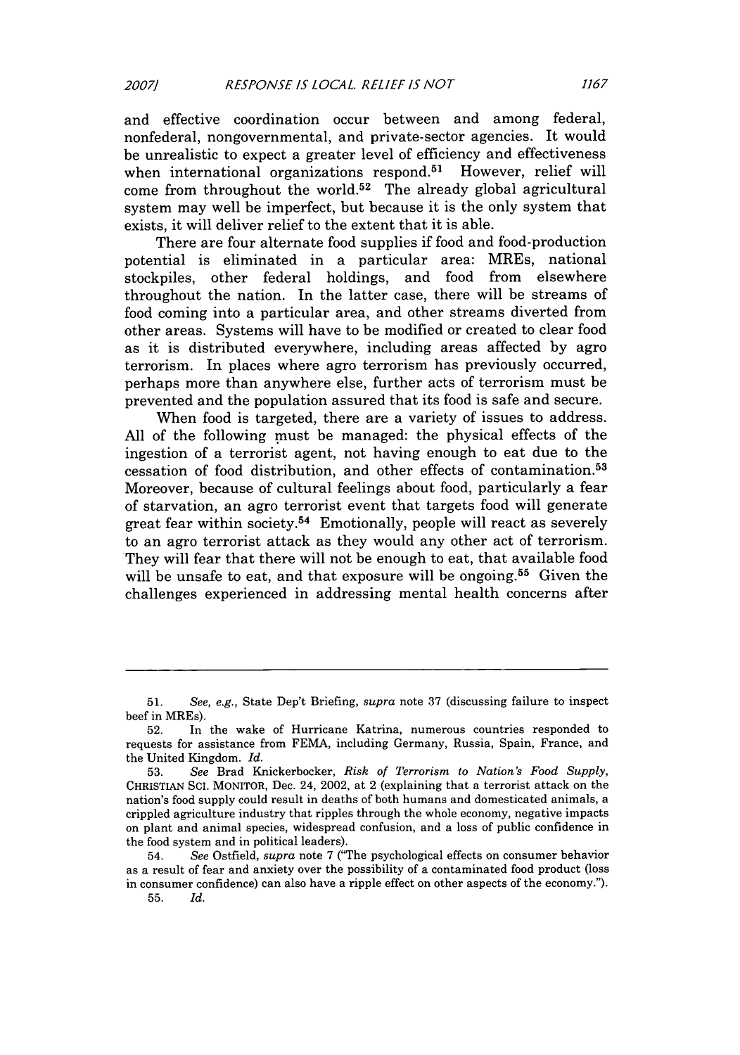and effective coordination occur between and among federal, nonfederal, nongovernmental, and private-sector agencies. It would be unrealistic to expect a greater level of efficiency and effectiveness when international organizations respond.[51] However, relief will come from throughout the world.[52] The already global agricultural system may well be imperfect, but because it is the only system that exists, it will deliver relief to the extent that it is able.

There are four alternate food supplies if food and food-production potential is eliminated in a particular area: MREs, national stockpiles, other federal holdings, and food from elsewhere throughout the nation. In the latter case, there will be streams of food coming into a particular area, and other streams diverted from other areas. Systems will have to be modified or created to clear food as it is distributed everywhere, including areas affected by agro terrorism. In places where agro terrorism has previously occurred, perhaps more than anywhere else, further acts of terrorism must be prevented and the population assured that its food is safe and secure.

When food is targeted, there are a variety of issues to address. All of the following must be managed: the physical effects of the ingestion of a terrorist agent, not having enough to eat due to the cessation of food distribution, and other effects of contamination.[53] Moreover, because of cultural feelings about food, particularly a fear of starvation, an agro terrorist event that targets food will generate great fear within society.[54] Emotionally, people will react as severely to an agro terrorist attack as they would any other act of terrorism. They will fear that there will not be enough to eat, that available food will be unsafe to eat, and that exposure will be ongoing.[55] Given the challenges experienced in addressing mental health concerns after

---

51. *See, e.g.*, State Dep't Briefing, *supra* note 37 (discussing failure to inspect beef in MREs).

52. In the wake of Hurricane Katrina, numerous countries responded to requests for assistance from FEMA, including Germany, Russia, Spain, France, and the United Kingdom. *Id.*

53. *See* Brad Knickerbocker, *Risk of Terrorism to Nation's Food Supply*, CHRISTIAN SCI. MONITOR, Dec. 24, 2002, at 2 (explaining that a terrorist attack on the nation's food supply could result in deaths of both humans and domesticated animals, a crippled agriculture industry that ripples through the whole economy, negative impacts on plant and animal species, widespread confusion, and a loss of public confidence in the food system and in political leaders).

54. *See* Ostfield, *supra* note 7 ("The psychological effects on consumer behavior as a result of fear and anxiety over the possibility of a contaminated food product (loss in consumer confidence) can also have a ripple effect on other aspects of the economy.").

55. *Id.*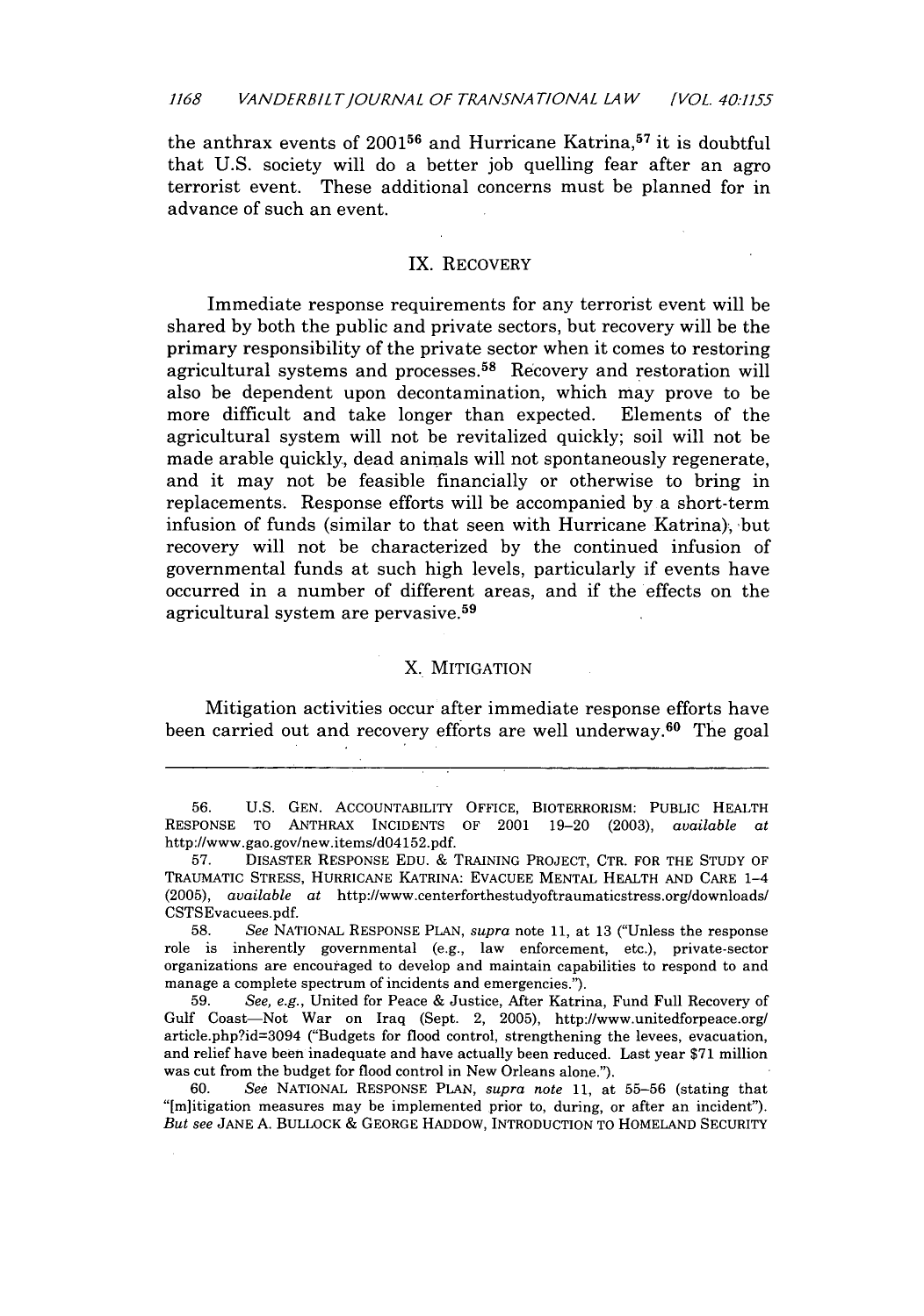the anthrax events of 2001[56] and Hurricane Katrina,[57] it is doubtful that U.S. society will do a better job quelling fear after an agro terrorist event. These additional concerns must be planned for in advance of such an event.

## IX. RECOVERY

Immediate response requirements for any terrorist event will be shared by both the public and private sectors, but recovery will be the primary responsibility of the private sector when it comes to restoring agricultural systems and processes.[58] Recovery and restoration will also be dependent upon decontamination, which may prove to be more difficult and take longer than expected. Elements of the agricultural system will not be revitalized quickly; soil will not be made arable quickly, dead animals will not spontaneously regenerate, and it may not be feasible financially or otherwise to bring in replacements. Response efforts will be accompanied by a short-term infusion of funds (similar to that seen with Hurricane Katrina), but recovery will not be characterized by the continued infusion of governmental funds at such high levels, particularly if events have occurred in a number of different areas, and if the effects on the agricultural system are pervasive.[59]

## X. MITIGATION

Mitigation activities occur after immediate response efforts have been carried out and recovery efforts are well underway.[60] The goal

---

56. U.S. GEN. ACCOUNTABILITY OFFICE, BIOTERRORISM: PUBLIC HEALTH RESPONSE TO ANTHRAX INCIDENTS OF 2001 19–20 (2003), *available at* http://www.gao.gov/new.items/d04152.pdf.

57. DISASTER RESPONSE EDU. & TRAINING PROJECT, CTR. FOR THE STUDY OF TRAUMATIC STRESS, HURRICANE KATRINA: EVACUEE MENTAL HEALTH AND CARE 1–4 (2005), *available at* http://www.centerforthestudyoftraumaticstress.org/downloads/CSTSEvacuees.pdf.

58. *See* NATIONAL RESPONSE PLAN, *supra* note 11, at 13 ("Unless the response role is inherently governmental (e.g., law enforcement, etc.), private-sector organizations are encouraged to develop and maintain capabilities to respond to and manage a complete spectrum of incidents and emergencies.").

59. *See, e.g.*, United for Peace & Justice, After Katrina, Fund Full Recovery of Gulf Coast—Not War on Iraq (Sept. 2, 2005), http://www.unitedforpeace.org/article.php?id=3094 ("Budgets for flood control, strengthening the levees, evacuation, and relief have been inadequate and have actually been reduced. Last year $71 million was cut from the budget for flood control in New Orleans alone.").

60. *See* NATIONAL RESPONSE PLAN, *supra note* 11, at 55–56 (stating that "[m]itigation measures may be implemented prior to, during, or after an incident"). *But see* JANE A. BULLOCK & GEORGE HADDOW, INTRODUCTION TO HOMELAND SECURITY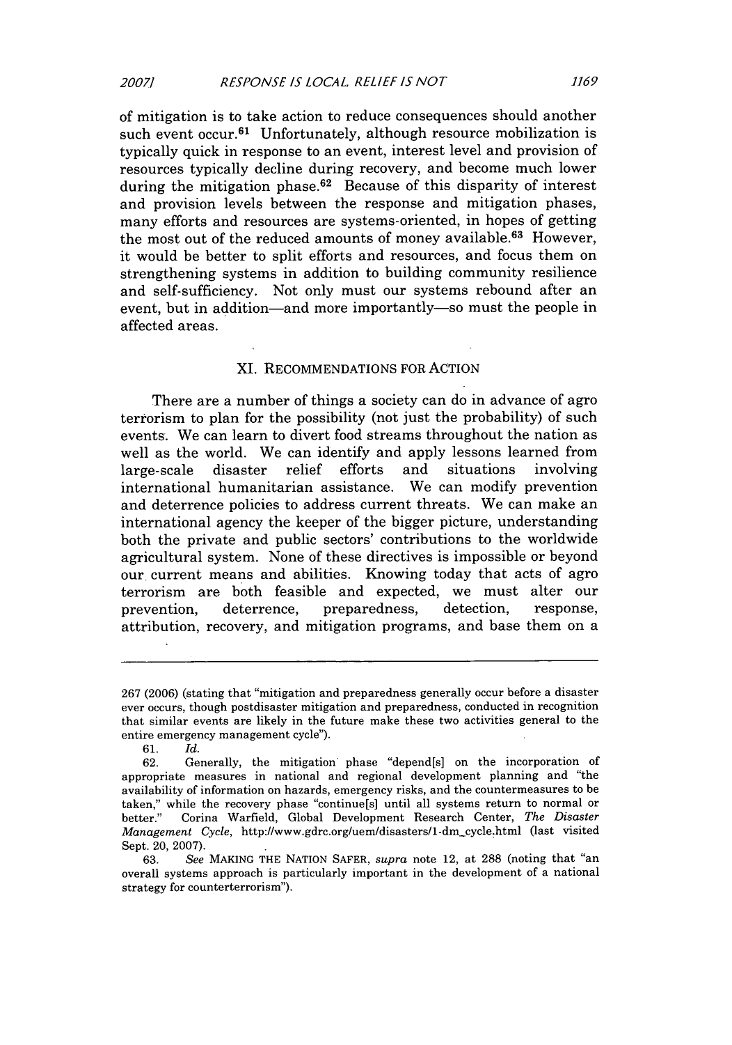of mitigation is to take action to reduce consequences should another such event occur.[61] Unfortunately, although resource mobilization is typically quick in response to an event, interest level and provision of resources typically decline during recovery, and become much lower during the mitigation phase.[62] Because of this disparity of interest and provision levels between the response and mitigation phases, many efforts and resources are systems-oriented, in hopes of getting the most out of the reduced amounts of money available.[63] However, it would be better to split efforts and resources, and focus them on strengthening systems in addition to building community resilience and self-sufficiency. Not only must our systems rebound after an event, but in addition—and more importantly—so must the people in affected areas.

## XI. RECOMMENDATIONS FOR ACTION

There are a number of things a society can do in advance of agro terrorism to plan for the possibility (not just the probability) of such events. We can learn to divert food streams throughout the nation as well as the world. We can identify and apply lessons learned from large-scale disaster relief efforts and situations involving international humanitarian assistance. We can modify prevention and deterrence policies to address current threats. We can make an international agency the keeper of the bigger picture, understanding both the private and public sectors' contributions to the worldwide agricultural system. None of these directives is impossible or beyond our current means and abilities. Knowing today that acts of agro terrorism are both feasible and expected, we must alter our prevention, deterrence, preparedness, detection, response, attribution, recovery, and mitigation programs, and base them on a

---

267 (2006) (stating that "mitigation and preparedness generally occur before a disaster ever occurs, though postdisaster mitigation and preparedness, conducted in recognition that similar events are likely in the future make these two activities general to the entire emergency management cycle").

61. *Id.*

62. Generally, the mitigation phase "depend[s] on the incorporation of appropriate measures in national and regional development planning and "the availability of information on hazards, emergency risks, and the countermeasures to be taken," while the recovery phase "continue[s] until all systems return to normal or better." Corina Warfield, Global Development Research Center, *The Disaster Management Cycle*, http://www.gdrc.org/uem/disasters/1-dm_cycle.html (last visited Sept. 20, 2007).

63. *See* MAKING THE NATION SAFER, *supra* note 12, at 288 (noting that "an overall systems approach is particularly important in the development of a national strategy for counterterrorism").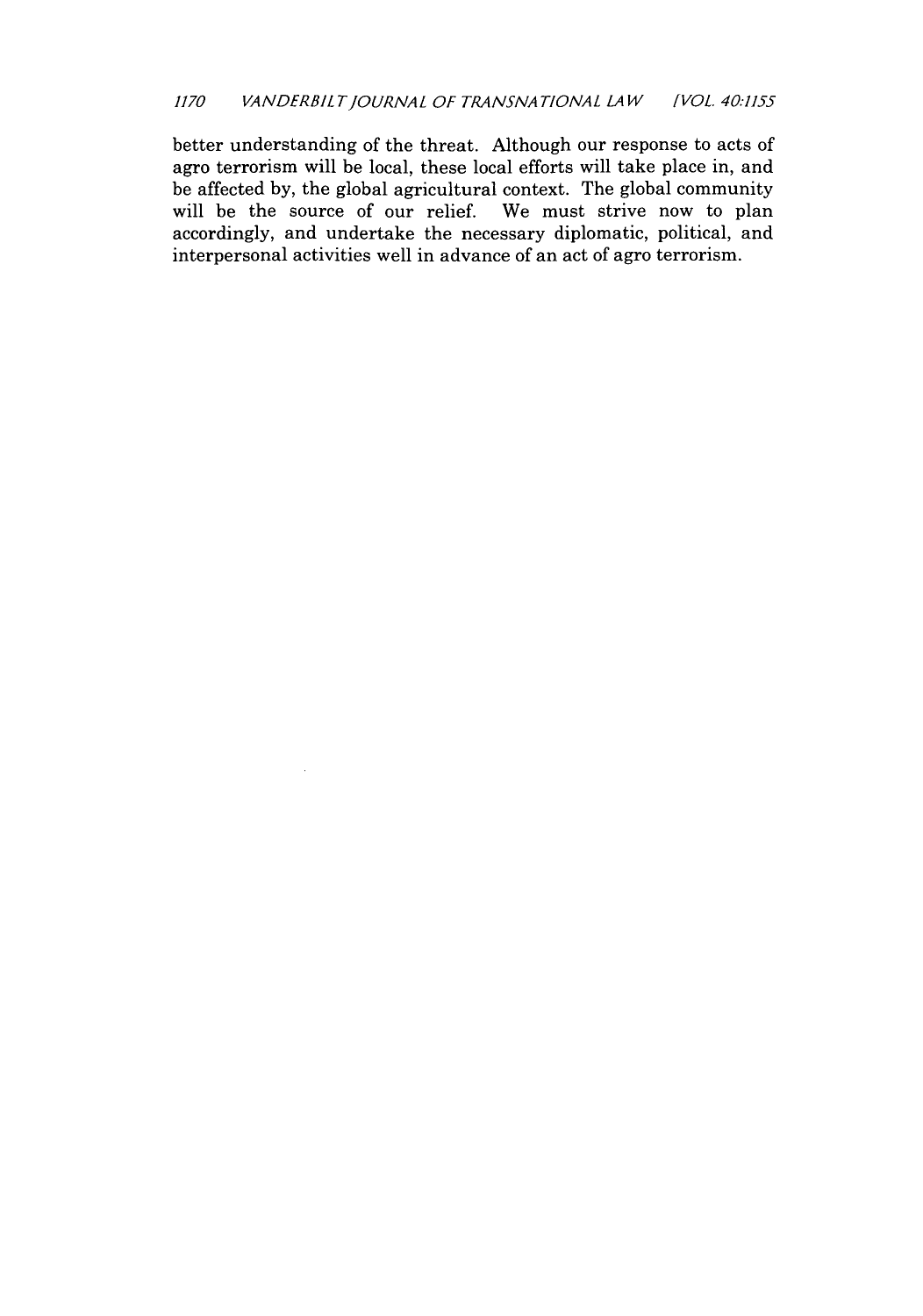better understanding of the threat. Although our response to acts of agro terrorism will be local, these local efforts will take place in, and be affected by, the global agricultural context. The global community will be the source of our relief. We must strive now to plan accordingly, and undertake the necessary diplomatic, political, and interpersonal activities well in advance of an act of agro terrorism.